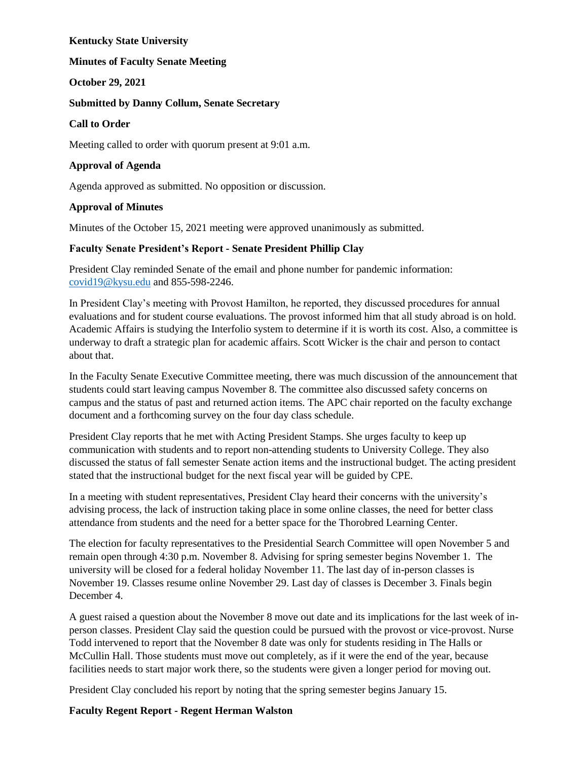**Kentucky State University**

**Minutes of Faculty Senate Meeting**

**October 29, 2021**

**Submitted by Danny Collum, Senate Secretary**

**Call to Order**

Meeting called to order with quorum present at 9:01 a.m.

**Approval of Agenda**

Agenda approved as submitted. No opposition or discussion.

**Approval of Minutes**

Minutes of the October 15, 2021 meeting were approved unanimously as submitted.

**Faculty Senate President's Report - Senate President Phillip Clay**

President Clay reminded Senate of the email and phone number for pandemic information: covid19@kysu.edu and 855-598-2246.

In President Clay's meeting with Provost Hamilton, he reported, they discussed procedures for annual evaluations and for student course evaluations. The provost informed him that all study abroad is on hold. Academic Affairs is studying the Interfolio system to determine if it is worth its cost. Also, a committee is underway to draft a strategic plan for academic affairs. Scott Wicker is the chair and person to contact about that.

In the Faculty Senate Executive Committee meeting, there was much discussion of the announcement that students could start leaving campus November 8. The committee also discussed safety concerns on campus and the status of past and returned action items. The APC chair reported on the faculty exchange document and a forthcoming survey on the four day class schedule.

President Clay reports that he met with Acting President Stamps. She urges faculty to keep up communication with students and to report non-attending students to University College. They also discussed the status of fall semester Senate action items and the instructional budget. The acting president stated that the instructional budget for the next fiscal year will be guided by CPE.

In a meeting with student representatives, President Clay heard their concerns with the university's advising process, the lack of instruction taking place in some online classes, the need for better class attendance from students and the need for a better space for the Thorobred Learning Center.

The election for faculty representatives to the Presidential Search Committee will open November 5 and remain open through 4:30 p.m. November 8. Advising for spring semester begins November 1. The university will be closed for a federal holiday November 11. The last day of in-person classes is November 19. Classes resume online November 29. Last day of classes is December 3. Finals begin December 4.

A guest raised a question about the November 8 move out date and its implications for the last week of in-person classes. President Clay said the question could be pursued with the provost or vice-provost. Nurse Todd intervened to report that the November 8 date was only for students residing in The Halls or McCullin Hall. Those students must move out completely, as if it were the end of the year, because facilities needs to start major work there, so the students were given a longer period for moving out.

President Clay concluded his report by noting that the spring semester begins January 15.

**Faculty Regent Report - Regent Herman Walston**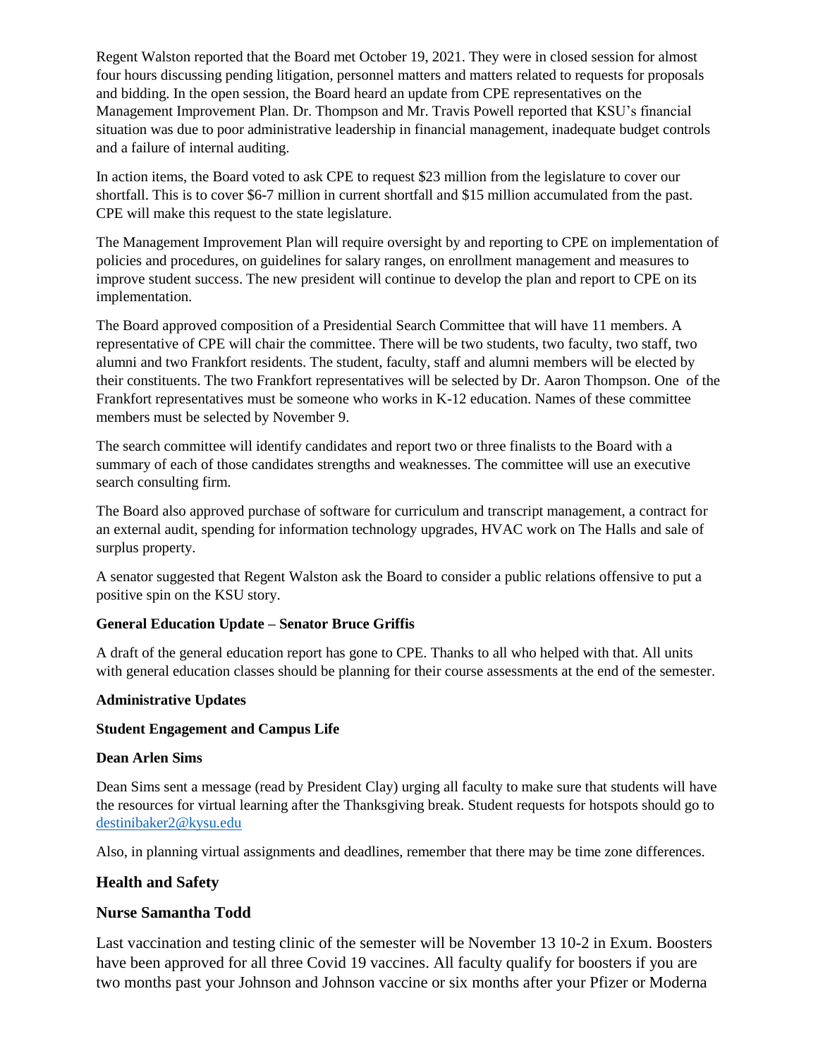Regent Walston reported that the Board met October 19, 2021. They were in closed session for almost four hours discussing pending litigation, personnel matters and matters related to requests for proposals and bidding. In the open session, the Board heard an update from CPE representatives on the Management Improvement Plan. Dr. Thompson and Mr. Travis Powell reported that KSU's financial situation was due to poor administrative leadership in financial management, inadequate budget controls and a failure of internal auditing.

In action items, the Board voted to ask CPE to request $23 million from the legislature to cover our shortfall. This is to cover $6-7 million in current shortfall and $15 million accumulated from the past. CPE will make this request to the state legislature.

The Management Improvement Plan will require oversight by and reporting to CPE on implementation of policies and procedures, on guidelines for salary ranges, on enrollment management and measures to improve student success. The new president will continue to develop the plan and report to CPE on its implementation.

The Board approved composition of a Presidential Search Committee that will have 11 members. A representative of CPE will chair the committee. There will be two students, two faculty, two staff, two alumni and two Frankfort residents. The student, faculty, staff and alumni members will be elected by their constituents. The two Frankfort representatives will be selected by Dr. Aaron Thompson. One of the Frankfort representatives must be someone who works in K-12 education. Names of these committee members must be selected by November 9.

The search committee will identify candidates and report two or three finalists to the Board with a summary of each of those candidates strengths and weaknesses. The committee will use an executive search consulting firm.

The Board also approved purchase of software for curriculum and transcript management, a contract for an external audit, spending for information technology upgrades, HVAC work on The Halls and sale of surplus property.

A senator suggested that Regent Walston ask the Board to consider a public relations offensive to put a positive spin on the KSU story.

**General Education Update – Senator Bruce Griffis**

A draft of the general education report has gone to CPE. Thanks to all who helped with that. All units with general education classes should be planning for their course assessments at the end of the semester.

**Administrative Updates**

**Student Engagement and Campus Life**

**Dean Arlen Sims**

Dean Sims sent a message (read by President Clay) urging all faculty to make sure that students will have the resources for virtual learning after the Thanksgiving break. Student requests for hotspots should go to destinibaker2@kysu.edu

Also, in planning virtual assignments and deadlines, remember that there may be time zone differences.

## Health and Safety

## Nurse Samantha Todd

Last vaccination and testing clinic of the semester will be November 13 10-2 in Exum. Boosters have been approved for all three Covid 19 vaccines. All faculty qualify for boosters if you are two months past your Johnson and Johnson vaccine or six months after your Pfizer or Moderna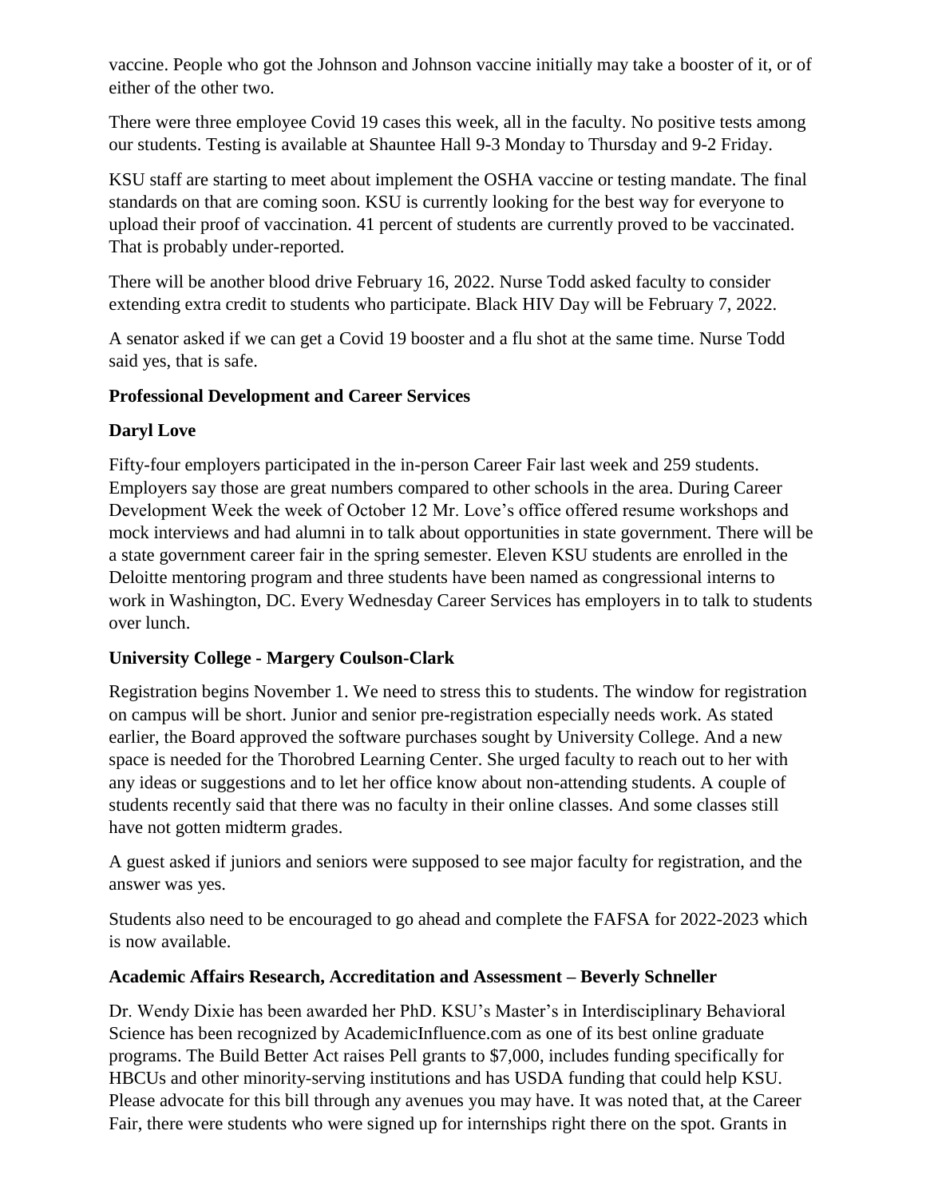vaccine. People who got the Johnson and Johnson vaccine initially may take a booster of it, or of either of the other two.

There were three employee Covid 19 cases this week, all in the faculty. No positive tests among our students. Testing is available at Shauntee Hall 9-3 Monday to Thursday and 9-2 Friday.

KSU staff are starting to meet about implement the OSHA vaccine or testing mandate. The final standards on that are coming soon. KSU is currently looking for the best way for everyone to upload their proof of vaccination. 41 percent of students are currently proved to be vaccinated. That is probably under-reported.

There will be another blood drive February 16, 2022. Nurse Todd asked faculty to consider extending extra credit to students who participate. Black HIV Day will be February 7, 2022.

A senator asked if we can get a Covid 19 booster and a flu shot at the same time. Nurse Todd said yes, that is safe.

**Professional Development and Career Services**

**Daryl Love**

Fifty-four employers participated in the in-person Career Fair last week and 259 students. Employers say those are great numbers compared to other schools in the area. During Career Development Week the week of October 12 Mr. Love's office offered resume workshops and mock interviews and had alumni in to talk about opportunities in state government. There will be a state government career fair in the spring semester. Eleven KSU students are enrolled in the Deloitte mentoring program and three students have been named as congressional interns to work in Washington, DC. Every Wednesday Career Services has employers in to talk to students over lunch.

**University College - Margery Coulson-Clark**

Registration begins November 1. We need to stress this to students. The window for registration on campus will be short. Junior and senior pre-registration especially needs work. As stated earlier, the Board approved the software purchases sought by University College. And a new space is needed for the Thorobred Learning Center. She urged faculty to reach out to her with any ideas or suggestions and to let her office know about non-attending students. A couple of students recently said that there was no faculty in their online classes. And some classes still have not gotten midterm grades.

A guest asked if juniors and seniors were supposed to see major faculty for registration, and the answer was yes.

Students also need to be encouraged to go ahead and complete the FAFSA for 2022-2023 which is now available.

**Academic Affairs Research, Accreditation and Assessment – Beverly Schneller**

Dr. Wendy Dixie has been awarded her PhD. KSU's Master's in Interdisciplinary Behavioral Science has been recognized by AcademicInfluence.com as one of its best online graduate programs. The Build Better Act raises Pell grants to $7,000, includes funding specifically for HBCUs and other minority-serving institutions and has USDA funding that could help KSU. Please advocate for this bill through any avenues you may have. It was noted that, at the Career Fair, there were students who were signed up for internships right there on the spot. Grants in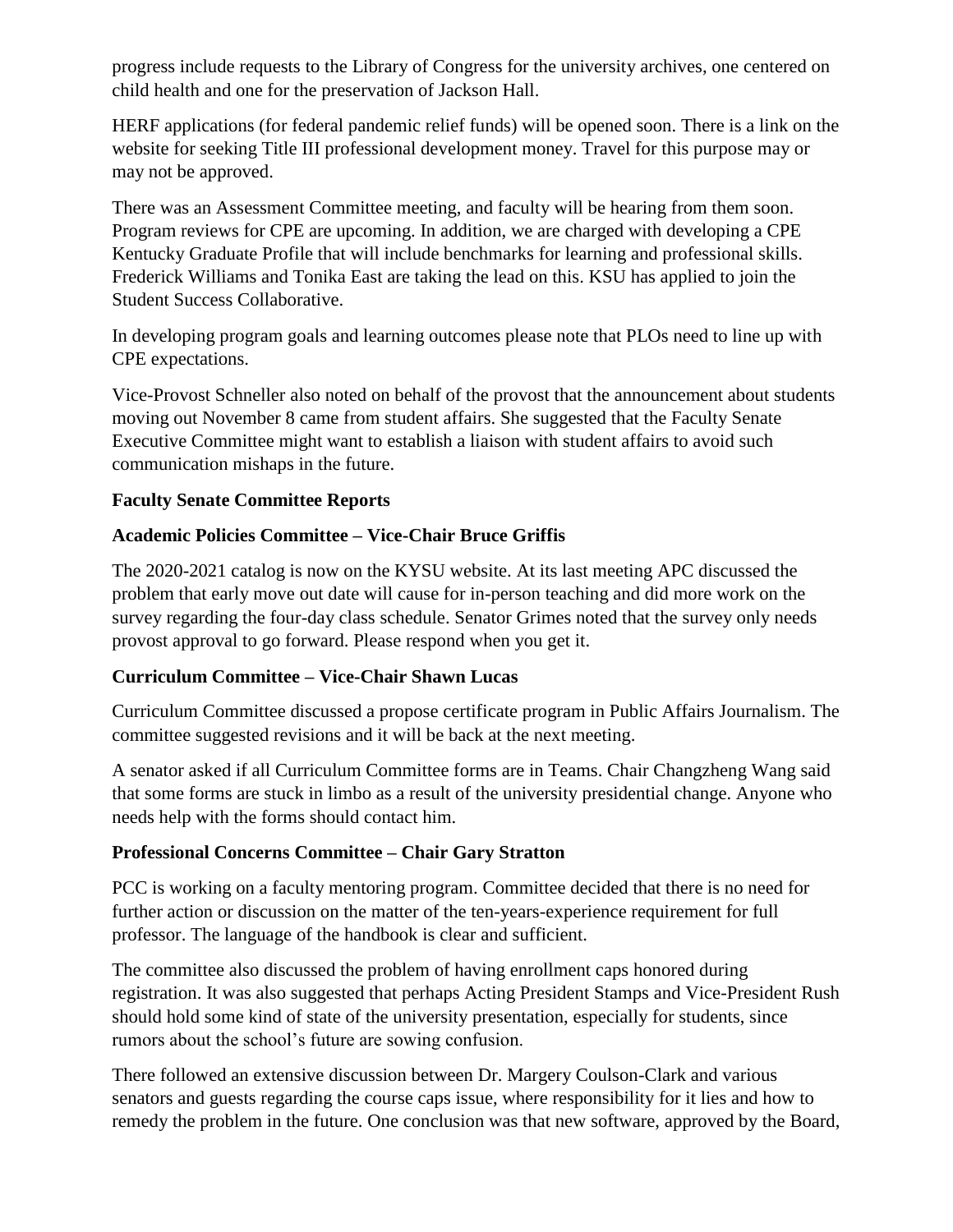progress include requests to the Library of Congress for the university archives, one centered on child health and one for the preservation of Jackson Hall.

HERF applications (for federal pandemic relief funds) will be opened soon. There is a link on the website for seeking Title III professional development money. Travel for this purpose may or may not be approved.

There was an Assessment Committee meeting, and faculty will be hearing from them soon. Program reviews for CPE are upcoming. In addition, we are charged with developing a CPE Kentucky Graduate Profile that will include benchmarks for learning and professional skills. Frederick Williams and Tonika East are taking the lead on this. KSU has applied to join the Student Success Collaborative.

In developing program goals and learning outcomes please note that PLOs need to line up with CPE expectations.

Vice-Provost Schneller also noted on behalf of the provost that the announcement about students moving out November 8 came from student affairs. She suggested that the Faculty Senate Executive Committee might want to establish a liaison with student affairs to avoid such communication mishaps in the future.

**Faculty Senate Committee Reports**

**Academic Policies Committee – Vice-Chair Bruce Griffis**

The 2020-2021 catalog is now on the KYSU website. At its last meeting APC discussed the problem that early move out date will cause for in-person teaching and did more work on the survey regarding the four-day class schedule. Senator Grimes noted that the survey only needs provost approval to go forward. Please respond when you get it.

**Curriculum Committee – Vice-Chair Shawn Lucas**

Curriculum Committee discussed a propose certificate program in Public Affairs Journalism. The committee suggested revisions and it will be back at the next meeting.

A senator asked if all Curriculum Committee forms are in Teams. Chair Changzheng Wang said that some forms are stuck in limbo as a result of the university presidential change. Anyone who needs help with the forms should contact him.

**Professional Concerns Committee – Chair Gary Stratton**

PCC is working on a faculty mentoring program. Committee decided that there is no need for further action or discussion on the matter of the ten-years-experience requirement for full professor. The language of the handbook is clear and sufficient.

The committee also discussed the problem of having enrollment caps honored during registration. It was also suggested that perhaps Acting President Stamps and Vice-President Rush should hold some kind of state of the university presentation, especially for students, since rumors about the school's future are sowing confusion.

There followed an extensive discussion between Dr. Margery Coulson-Clark and various senators and guests regarding the course caps issue, where responsibility for it lies and how to remedy the problem in the future. One conclusion was that new software, approved by the Board,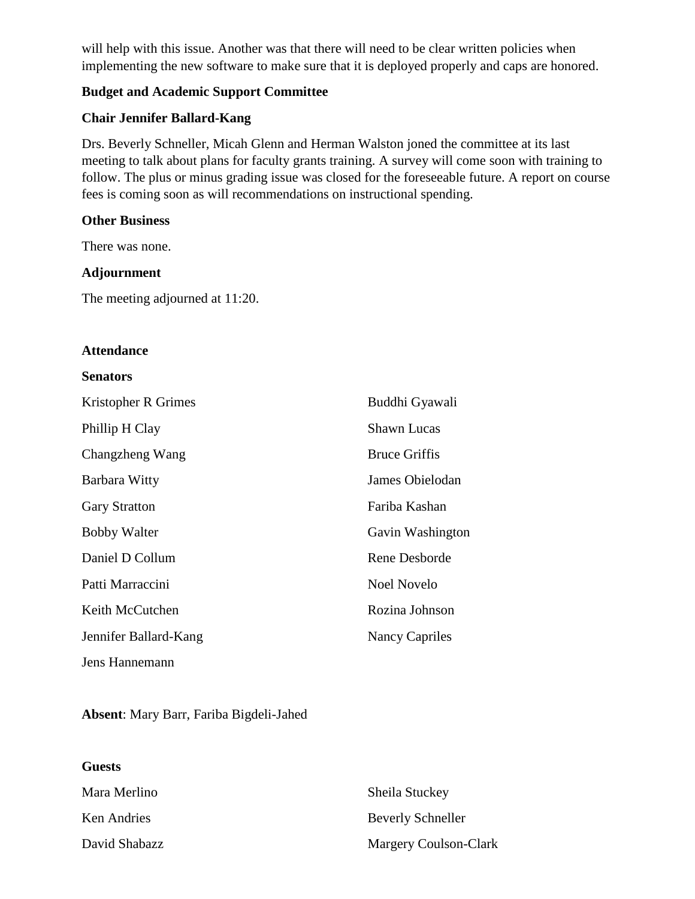will help with this issue. Another was that there will need to be clear written policies when implementing the new software to make sure that it is deployed properly and caps are honored.

**Budget and Academic Support Committee**

**Chair Jennifer Ballard-Kang**

Drs. Beverly Schneller, Micah Glenn and Herman Walston joned the committee at its last meeting to talk about plans for faculty grants training. A survey will come soon with training to follow. The plus or minus grading issue was closed for the foreseeable future. A report on course fees is coming soon as will recommendations on instructional spending.

**Other Business**

There was none.

**Adjournment**

The meeting adjourned at 11:20.

**Attendance**

**Senators**

Kristopher R Grimes
Phillip H Clay
Changzheng Wang
Barbara Witty
Gary Stratton
Bobby Walter
Daniel D Collum
Patti Marraccini
Keith McCutchen
Jennifer Ballard-Kang
Jens Hannemann
Buddhi Gyawali
Shawn Lucas
Bruce Griffis
James Obielodan
Fariba Kashan
Gavin Washington
Rene Desborde
Noel Novelo
Rozina Johnson
Nancy Capriles

**Absent**: Mary Barr, Fariba Bigdeli-Jahed

**Guests**

Mara Merlino
Ken Andries
David Shabazz
Sheila Stuckey
Beverly Schneller
Margery Coulson-Clark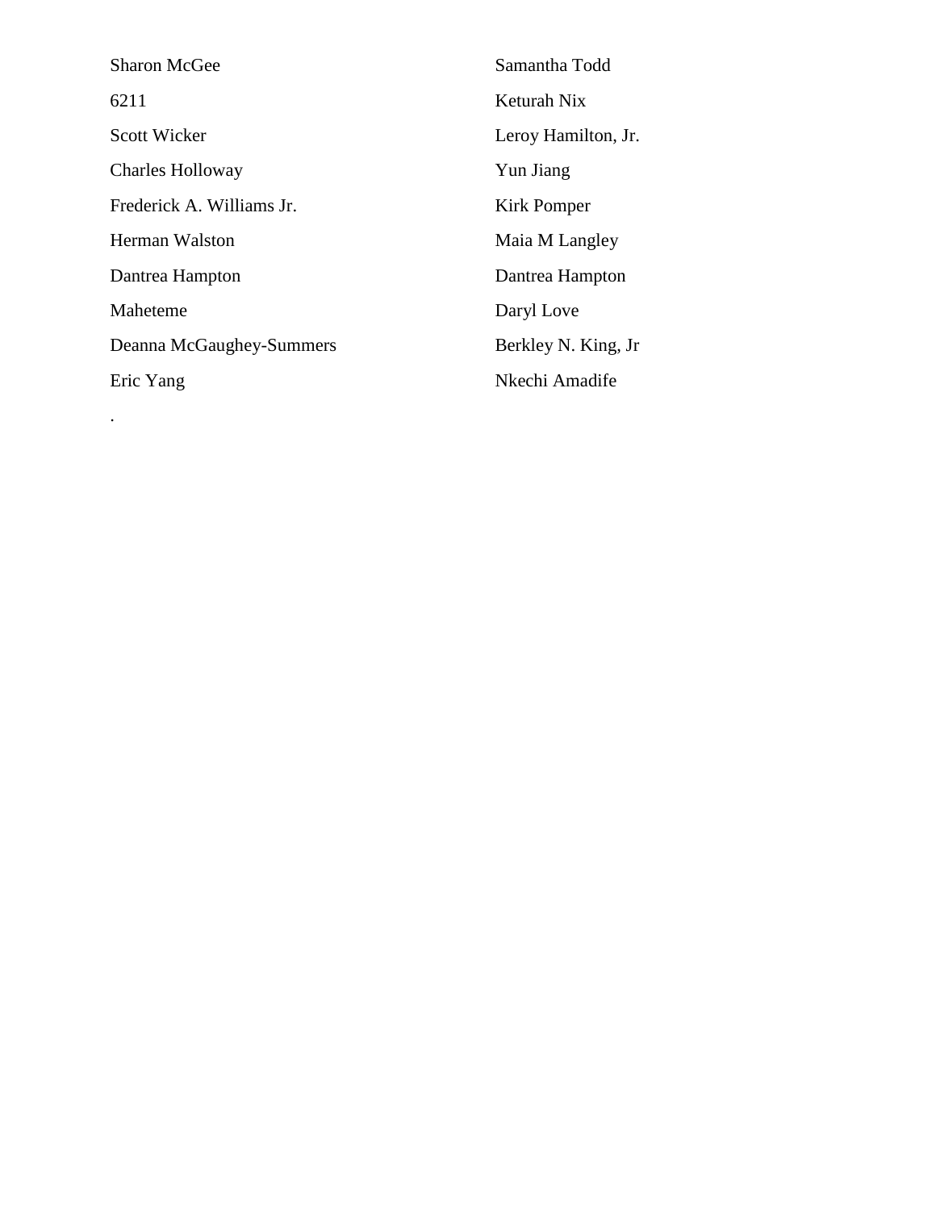Sharon McGee

6211

Scott Wicker

Charles Holloway

Frederick A. Williams Jr.

Herman Walston

Dantrea Hampton

Maheteme

Deanna McGaughey-Summers

Eric Yang

.

Samantha Todd

Keturah Nix

Leroy Hamilton, Jr.

Yun Jiang

Kirk Pomper

Maia M Langley

Dantrea Hampton

Daryl Love

Berkley N. King, Jr

Nkechi Amadife